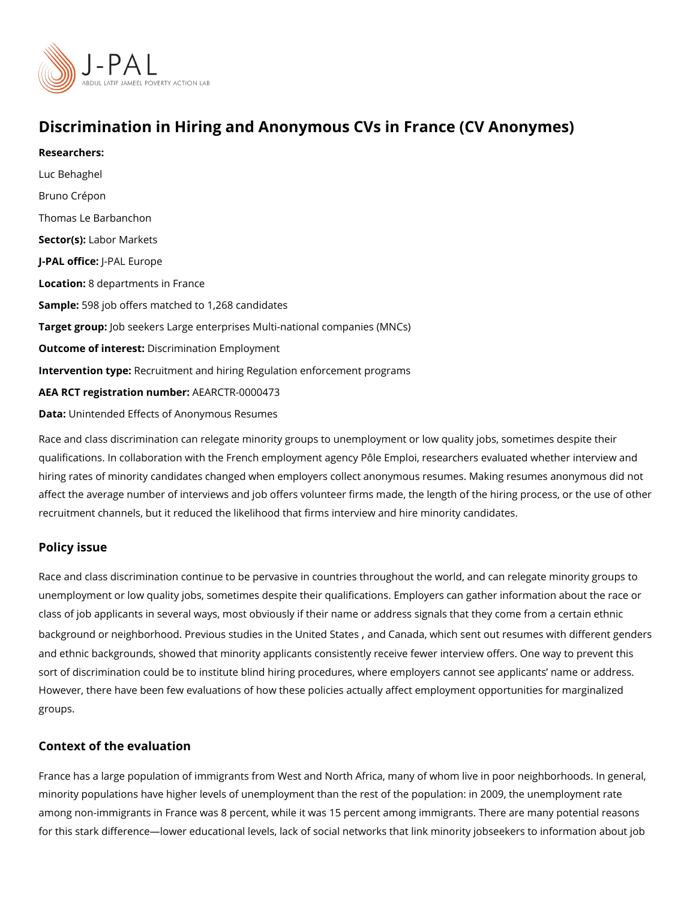# Discrimination in Hiring and Anonymous CVs in France (CV Anonymes)

**Researchers:**

Luc Behaghel

Bruno Crépon

Thomas Le Barbanchon

**Sector(s):** Labor Markets

**J-PAL office:** J-PAL Europe

**Location:** 8 departments in France

**Sample:** 598 job offers matched to 1,268 candidates

**Target group:** Job seekers Large enterprises Multi-national companies (MNCs)

**Outcome of interest:** Discrimination Employment

**Intervention type:** Recruitment and hiring Regulation enforcement programs

**AEA RCT registration number:** AEARCTR-0000473

**Data:** Unintended Effects of Anonymous Resumes

Race and class discrimination can relegate minority groups to unemployment or low quality jobs, sometimes despite their qualifications. In collaboration with the French employment agency Pôle Emploi, researchers evaluated whether interview and hiring rates of minority candidates changed when employers collect anonymous resumes. Making resumes anonymous did not affect the average number of interviews and job offers volunteer firms made, the length of the hiring process, or the use of other recruitment channels, but it reduced the likelihood that firms interview and hire minority candidates.

## Policy issue

Race and class discrimination continue to be pervasive in countries throughout the world, and can relegate minority groups to unemployment or low quality jobs, sometimes despite their qualifications. Employers can gather information about the race or class of job applicants in several ways, most obviously if their name or address signals that they come from a certain ethnic background or neighborhood. Previous studies in the United States , and Canada, which sent out resumes with different genders and ethnic backgrounds, showed that minority applicants consistently receive fewer interview offers. One way to prevent this sort of discrimination could be to institute blind hiring procedures, where employers cannot see applicants' name or address. However, there have been few evaluations of how these policies actually affect employment opportunities for marginalized groups.

## Context of the evaluation

France has a large population of immigrants from West and North Africa, many of whom live in poor neighborhoods. In general, minority populations have higher levels of unemployment than the rest of the population: in 2009, the unemployment rate among non-immigrants in France was 8 percent, while it was 15 percent among immigrants. There are many potential reasons for this stark difference—lower educational levels, lack of social networks that link minority jobseekers to information about job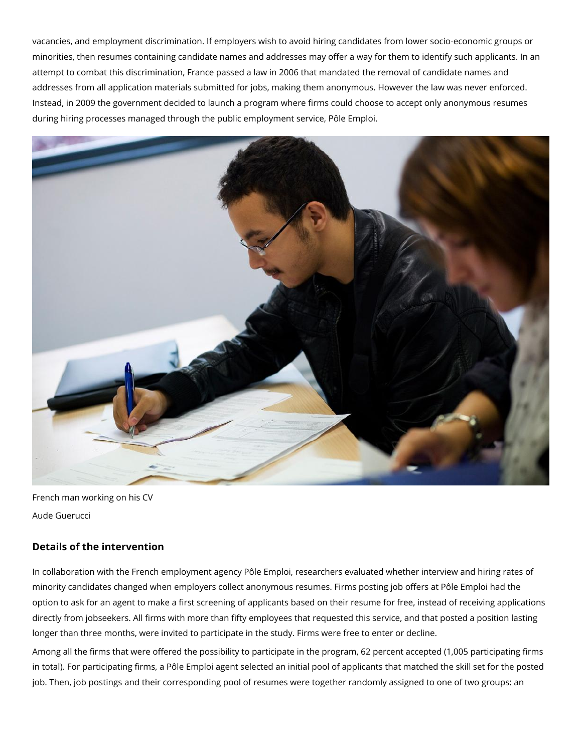vacancies, and employment discrimination. If employers wish to avoid hiring candidates from lower socio-economic groups or minorities, then resumes containing candidate names and addresses may offer a way for them to identify such applicants. In an attempt to combat this discrimination, France passed a law in 2006 that mandated the removal of candidate names and addresses from all application materials submitted for jobs, making them anonymous. However the law was never enforced. Instead, in 2009 the government decided to launch a program where firms could choose to accept only anonymous resumes during hiring processes managed through the public employment service, Pôle Emploi.

French man working on his CV

Aude Guerucci

### Details of the intervention

In collaboration with the French employment agency Pôle Emploi, researchers evaluated whether interview and hiring rates of minority candidates changed when employers collect anonymous resumes. Firms posting job offers at Pôle Emploi had the option to ask for an agent to make a first screening of applicants based on their resume for free, instead of receiving applications directly from jobseekers. All firms with more than fifty employees that requested this service, and that posted a position lasting longer than three months, were invited to participate in the study. Firms were free to enter or decline.

Among all the firms that were offered the possibility to participate in the program, 62 percent accepted (1,005 participating firms in total). For participating firms, a Pôle Emploi agent selected an initial pool of applicants that matched the skill set for the posted job. Then, job postings and their corresponding pool of resumes were together randomly assigned to one of two groups: an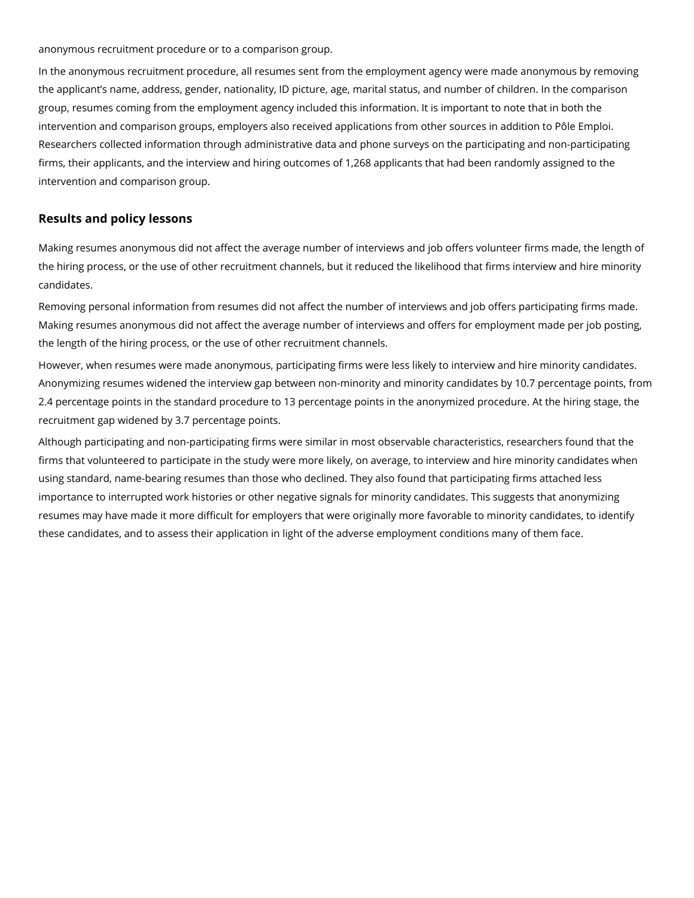anonymous recruitment procedure or to a comparison group.

In the anonymous recruitment procedure, all resumes sent from the employment agency were made anonymous by removing the applicant's name, address, gender, nationality, ID picture, age, marital status, and number of children. In the comparison group, resumes coming from the employment agency included this information. It is important to note that in both the intervention and comparison groups, employers also received applications from other sources in addition to Pôle Emploi. Researchers collected information through administrative data and phone surveys on the participating and non-participating firms, their applicants, and the interview and hiring outcomes of 1,268 applicants that had been randomly assigned to the intervention and comparison group.

## Results and policy lessons

Making resumes anonymous did not affect the average number of interviews and job offers volunteer firms made, the length of the hiring process, or the use of other recruitment channels, but it reduced the likelihood that firms interview and hire minority candidates.

Removing personal information from resumes did not affect the number of interviews and job offers participating firms made. Making resumes anonymous did not affect the average number of interviews and offers for employment made per job posting, the length of the hiring process, or the use of other recruitment channels.

However, when resumes were made anonymous, participating firms were less likely to interview and hire minority candidates. Anonymizing resumes widened the interview gap between non-minority and minority candidates by 10.7 percentage points, from 2.4 percentage points in the standard procedure to 13 percentage points in the anonymized procedure. At the hiring stage, the recruitment gap widened by 3.7 percentage points.

Although participating and non-participating firms were similar in most observable characteristics, researchers found that the firms that volunteered to participate in the study were more likely, on average, to interview and hire minority candidates when using standard, name-bearing resumes than those who declined. They also found that participating firms attached less importance to interrupted work histories or other negative signals for minority candidates. This suggests that anonymizing resumes may have made it more difficult for employers that were originally more favorable to minority candidates, to identify these candidates, and to assess their application in light of the adverse employment conditions many of them face.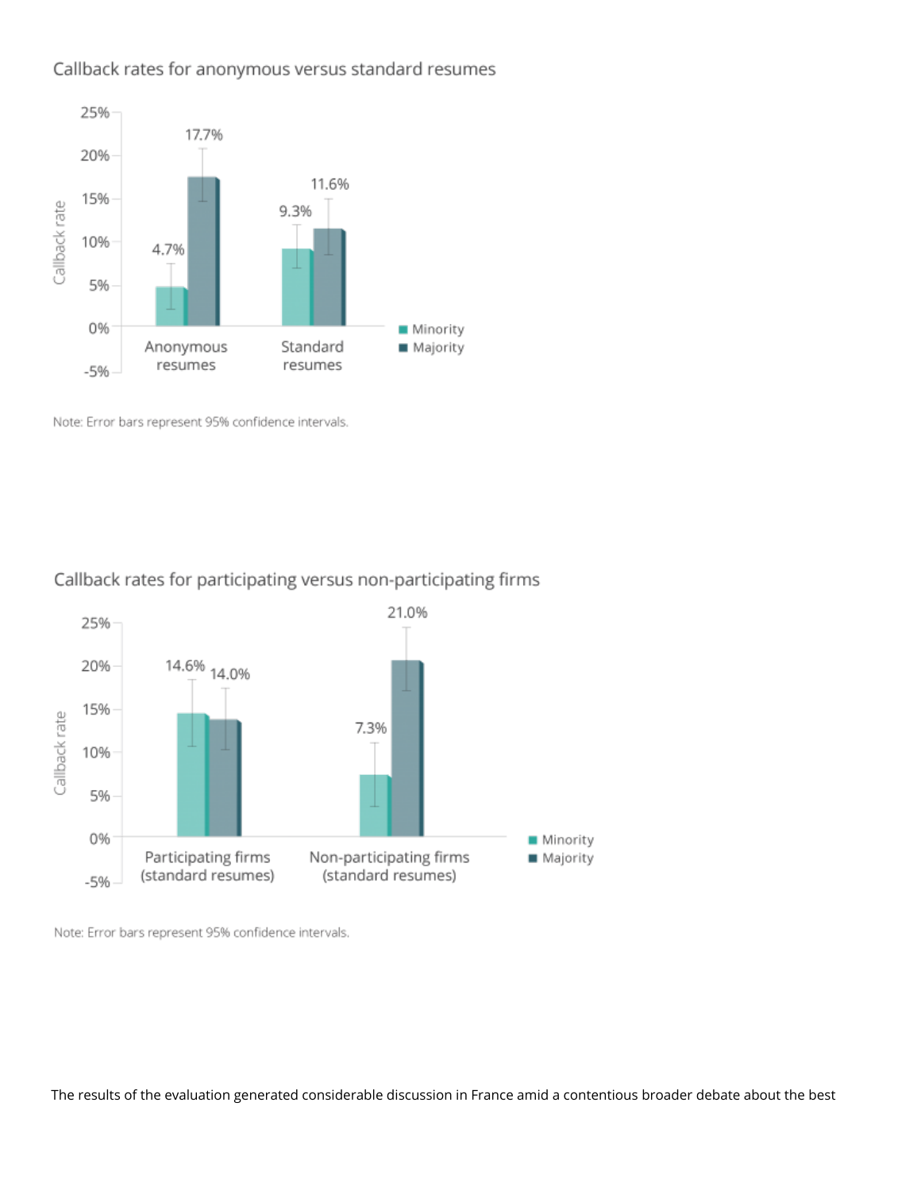### Callback rates for anonymous versus standard resumes

| | Minority | Majority |
|---|---|---|
| Anonymous resumes | 4.7% | 17.7% |
| Standard resumes | 9.3% | 11.6% |

Note: Error bars represent 95% confidence intervals.

### Callback rates for participating versus non-participating firms

| | Minority | Majority |
|---|---|---|
| Participating firms (standard resumes) | 14.6% | 14.0% |
| Non-participating firms (standard resumes) | 7.3% | 21.0% |

Note: Error bars represent 95% confidence intervals.

The results of the evaluation generated considerable discussion in France amid a contentious broader debate about the best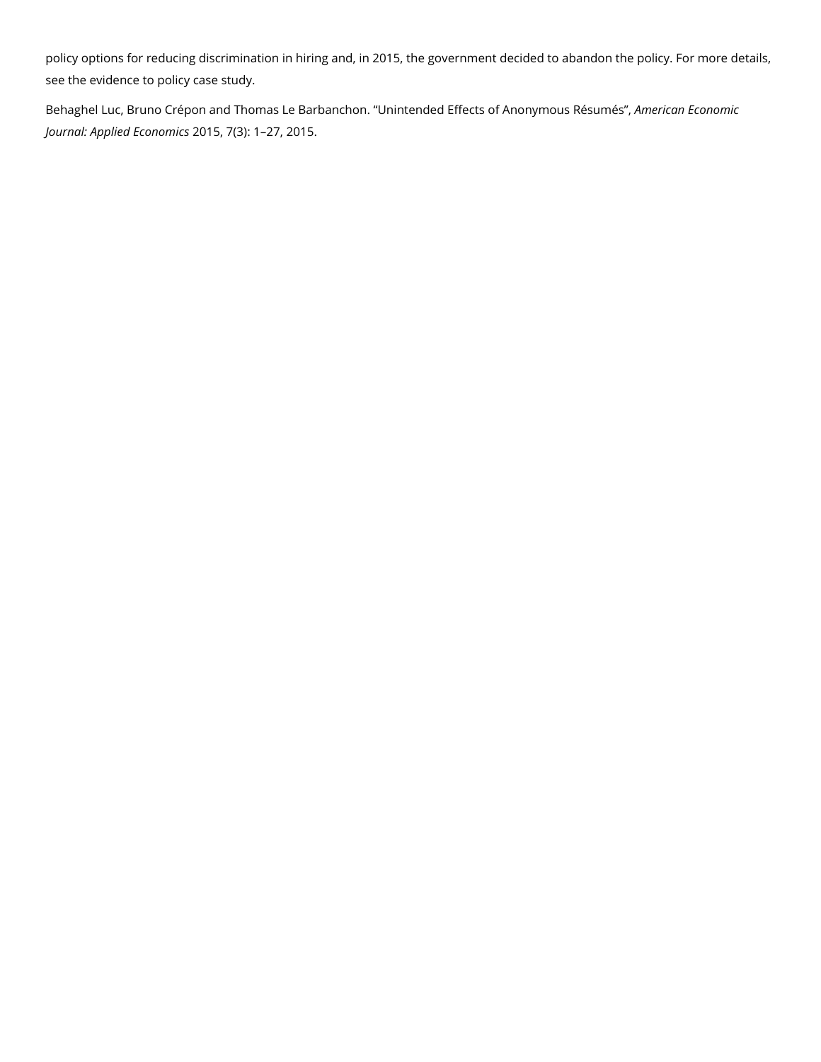policy options for reducing discrimination in hiring and, in 2015, the government decided to abandon the policy. For more details, see the evidence to policy case study.

Behaghel Luc, Bruno Crépon and Thomas Le Barbanchon. “Unintended Effects of Anonymous Résumés”, *American Economic Journal: Applied Economics* 2015, 7(3): 1–27, 2015.